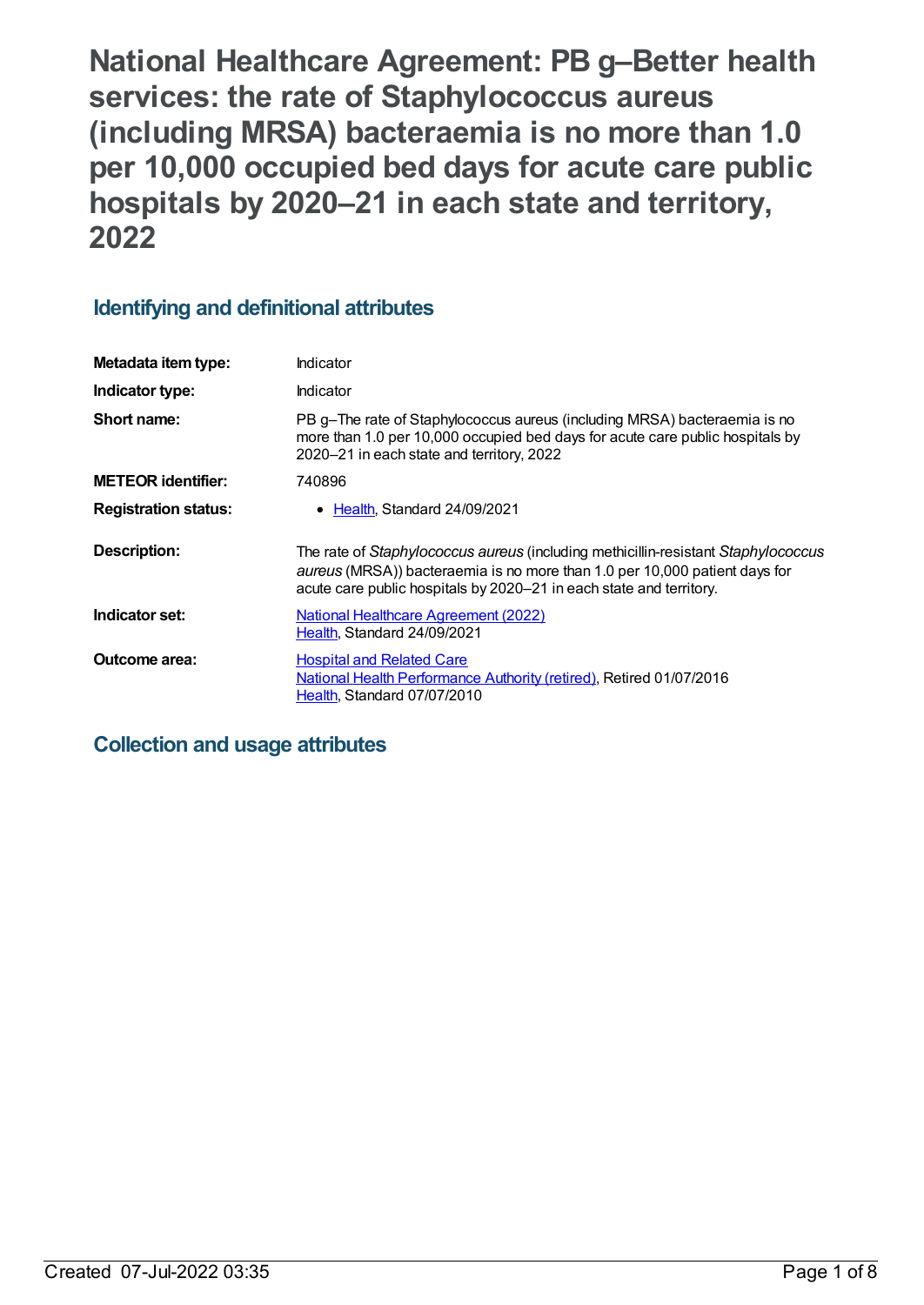# National Healthcare Agreement: PB g–Better health services: the rate of Staphylococcus aureus (including MRSA) bacteraemia is no more than 1.0 per 10,000 occupied bed days for acute care public hospitals by 2020–21 in each state and territory, 2022

## Identifying and definitional attributes

| | |
|---|---|
| **Metadata item type:** | Indicator |
| **Indicator type:** | Indicator |
| **Short name:** | PB g–The rate of Staphylococcus aureus (including MRSA) bacteraemia is no more than 1.0 per 10,000 occupied bed days for acute care public hospitals by 2020–21 in each state and territory, 2022 |
| **METEOR identifier:** | 740896 |
| **Registration status:** | • Health, Standard 24/09/2021 |
| **Description:** | The rate of *Staphylococcus aureus* (including methicillin-resistant *Staphylococcus aureus* (MRSA)) bacteraemia is no more than 1.0 per 10,000 patient days for acute care public hospitals by 2020–21 in each state and territory. |
| **Indicator set:** | National Healthcare Agreement (2022)<br>Health, Standard 24/09/2021 |
| **Outcome area:** | Hospital and Related Care<br>National Health Performance Authority (retired), Retired 01/07/2016<br>Health, Standard 07/07/2010 |

## Collection and usage attributes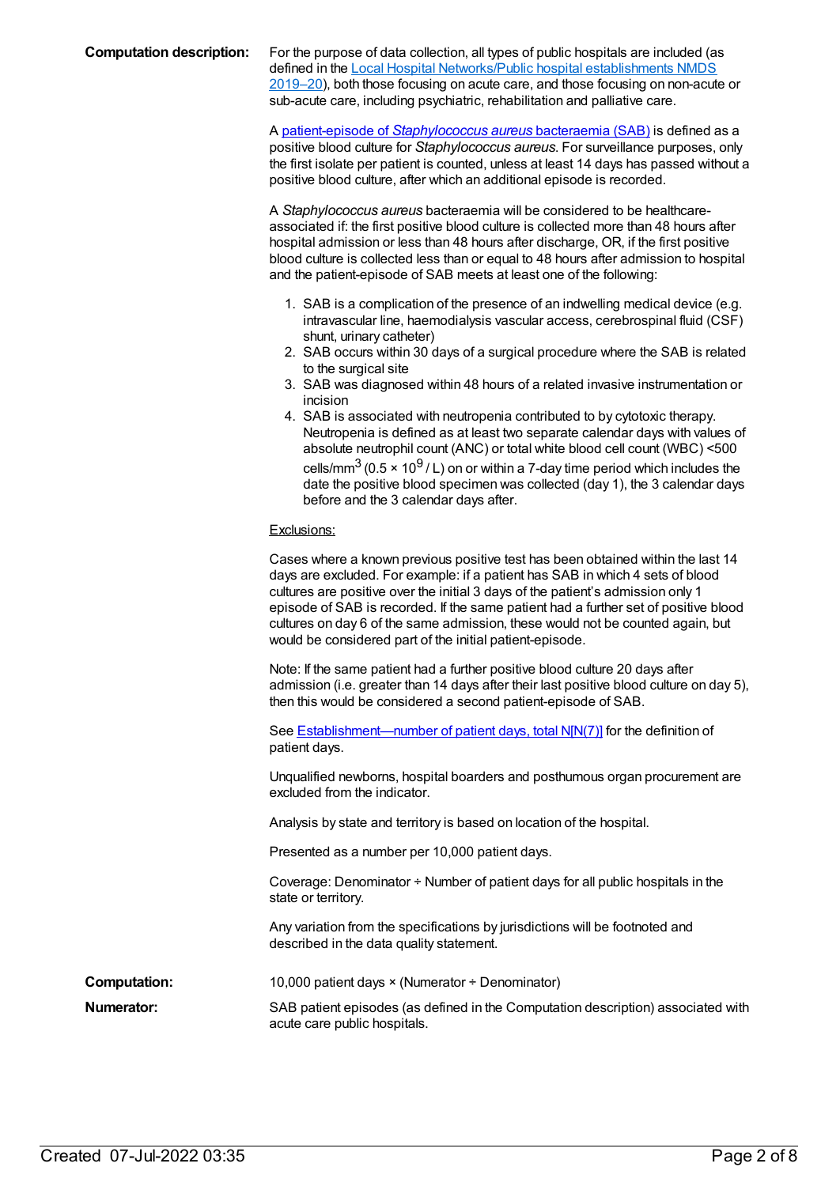**Computation description:**

For the purpose of data collection, all types of public hospitals are included (as defined in the Local Hospital Networks/Public hospital establishments NMDS 2019–20), both those focusing on acute care, and those focusing on non-acute or sub-acute care, including psychiatric, rehabilitation and palliative care.

A patient-episode of *Staphylococcus aureus* bacteraemia (SAB) is defined as a positive blood culture for *Staphylococcus aureus*. For surveillance purposes, only the first isolate per patient is counted, unless at least 14 days has passed without a positive blood culture, after which an additional episode is recorded.

A *Staphylococcus aureus* bacteraemia will be considered to be healthcare-associated if: the first positive blood culture is collected more than 48 hours after hospital admission or less than 48 hours after discharge, OR, if the first positive blood culture is collected less than or equal to 48 hours after admission to hospital and the patient-episode of SAB meets at least one of the following:

1. SAB is a complication of the presence of an indwelling medical device (e.g. intravascular line, haemodialysis vascular access, cerebrospinal fluid (CSF) shunt, urinary catheter)
2. SAB occurs within 30 days of a surgical procedure where the SAB is related to the surgical site
3. SAB was diagnosed within 48 hours of a related invasive instrumentation or incision
4. SAB is associated with neutropenia contributed to by cytotoxic therapy. Neutropenia is defined as at least two separate calendar days with values of absolute neutrophil count (ANC) or total white blood cell count (WBC) <500 cells/$mm^3$ ($0.5 \times 10^9$ / L) on or within a 7-day time period which includes the date the positive blood specimen was collected (day 1), the 3 calendar days before and the 3 calendar days after.

Exclusions:

Cases where a known previous positive test has been obtained within the last 14 days are excluded. For example: if a patient has SAB in which 4 sets of blood cultures are positive over the initial 3 days of the patient's admission only 1 episode of SAB is recorded. If the same patient had a further set of positive blood cultures on day 6 of the same admission, these would not be counted again, but would be considered part of the initial patient-episode.

Note: If the same patient had a further positive blood culture 20 days after admission (i.e. greater than 14 days after their last positive blood culture on day 5), then this would be considered a second patient-episode of SAB.

See Establishment—number of patient days, total N[N(7)] for the definition of patient days.

Unqualified newborns, hospital boarders and posthumous organ procurement are excluded from the indicator.

Analysis by state and territory is based on location of the hospital.

Presented as a number per 10,000 patient days.

Coverage: Denominator ÷ Number of patient days for all public hospitals in the state or territory.

Any variation from the specifications by jurisdictions will be footnoted and described in the data quality statement.

**Computation:**

10,000 patient days × (Numerator ÷ Denominator)

**Numerator:**

SAB patient episodes (as defined in the Computation description) associated with acute care public hospitals.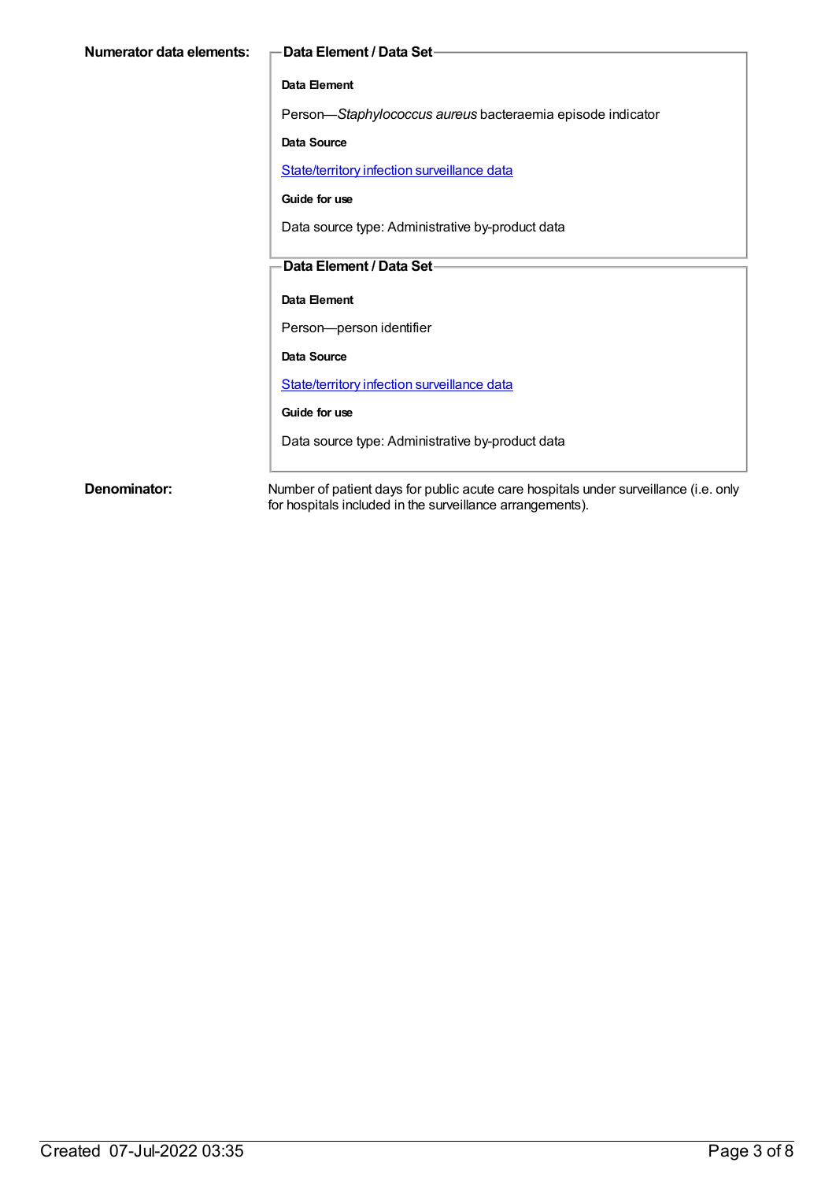**Numerator data elements:**

**Data Element / Data Set**

**Data Element**

Person—*Staphylococcus aureus* bacteraemia episode indicator

**Data Source**

[State/territory infection surveillance data]

**Guide for use**

Data source type: Administrative by-product data

**Data Element / Data Set**

**Data Element**

Person—person identifier

**Data Source**

[State/territory infection surveillance data]

**Guide for use**

Data source type: Administrative by-product data

**Denominator:**

Number of patient days for public acute care hospitals under surveillance (i.e. only for hospitals included in the surveillance arrangements).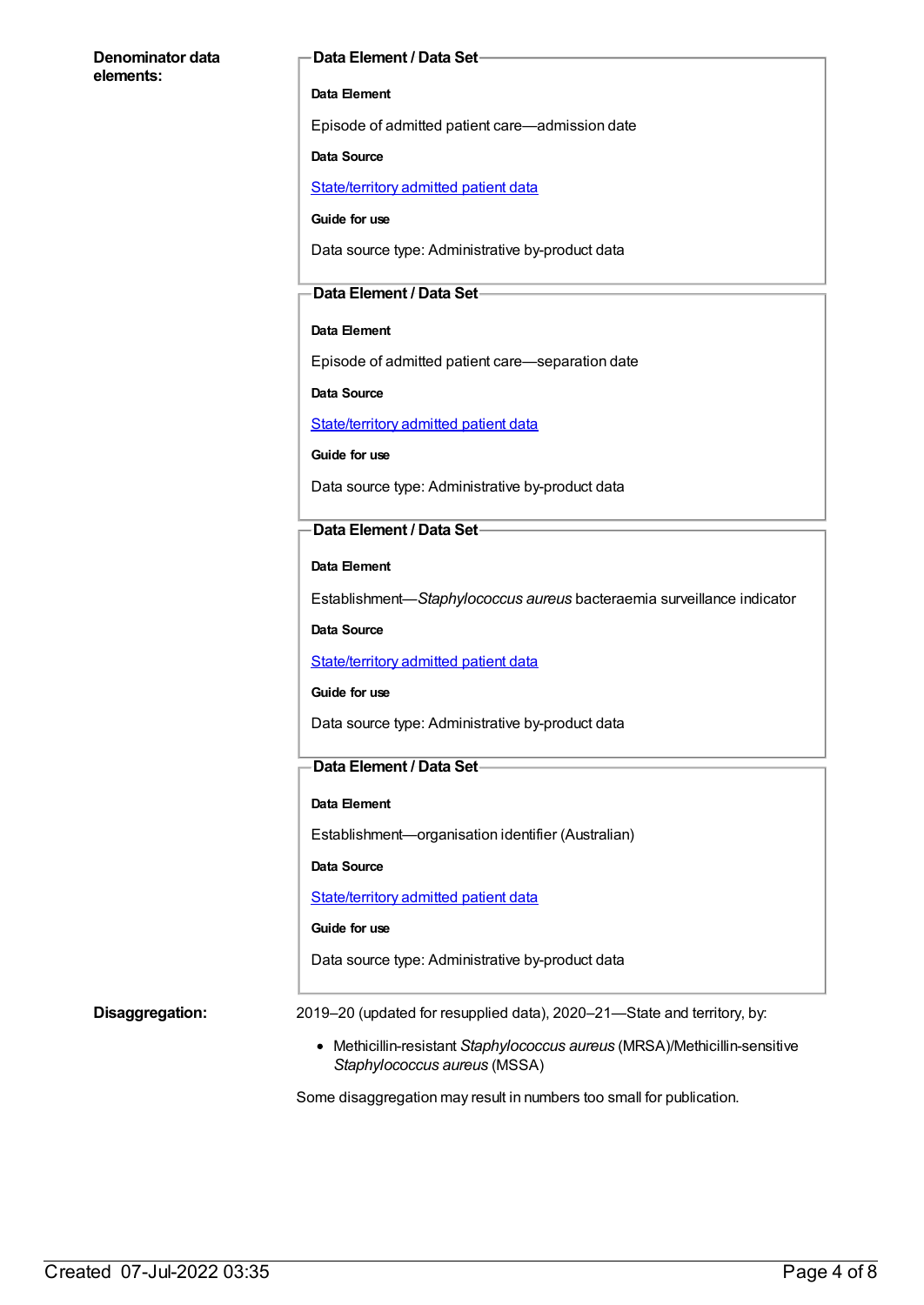**Denominator data elements:**

**Data Element / Data Set**

**Data Element**

Episode of admitted patient care—admission date

**Data Source**

[State/territory admitted patient data]

**Guide for use**

Data source type: Administrative by-product data

**Data Element / Data Set**

**Data Element**

Episode of admitted patient care—separation date

**Data Source**

[State/territory admitted patient data]

**Guide for use**

Data source type: Administrative by-product data

**Data Element / Data Set**

**Data Element**

Establishment—*Staphylococcus aureus* bacteraemia surveillance indicator

**Data Source**

[State/territory admitted patient data]

**Guide for use**

Data source type: Administrative by-product data

**Data Element / Data Set**

**Data Element**

Establishment—organisation identifier (Australian)

**Data Source**

[State/territory admitted patient data]

**Guide for use**

Data source type: Administrative by-product data

**Disaggregation:**

2019–20 (updated for resupplied data), 2020–21—State and territory, by:

- Methicillin-resistant *Staphylococcus aureus* (MRSA)/Methicillin-sensitive *Staphylococcus aureus* (MSSA)

Some disaggregation may result in numbers too small for publication.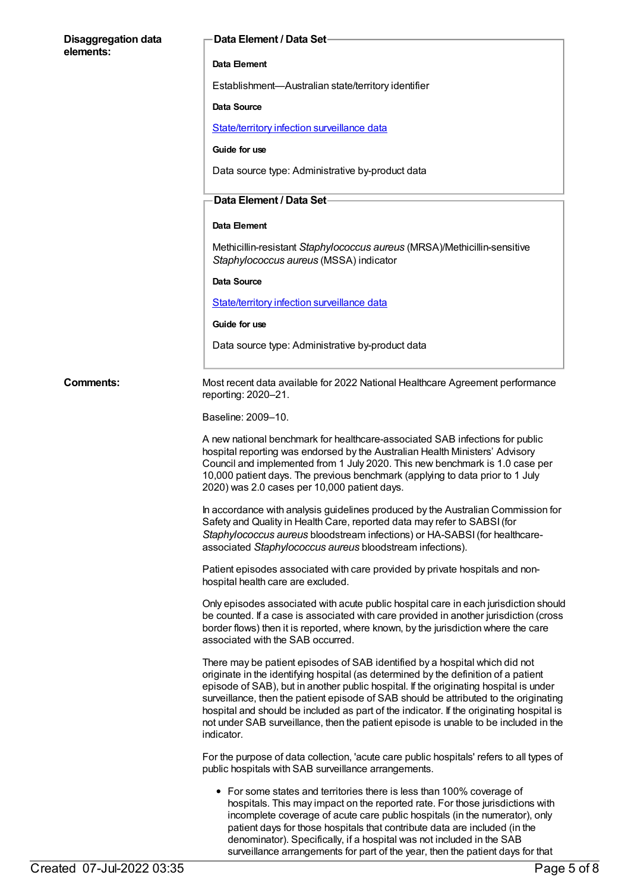**Disaggregation data elements:**

**Data Element / Data Set**

**Data Element**

Establishment—Australian state/territory identifier

**Data Source**

State/territory infection surveillance data

**Guide for use**

Data source type: Administrative by-product data

**Data Element / Data Set**

**Data Element**

Methicillin-resistant *Staphylococcus aureus* (MRSA)/Methicillin-sensitive *Staphylococcus aureus* (MSSA) indicator

**Data Source**

State/territory infection surveillance data

**Guide for use**

Data source type: Administrative by-product data

**Comments:**

Most recent data available for 2022 National Healthcare Agreement performance reporting: 2020–21.

Baseline: 2009–10.

A new national benchmark for healthcare-associated SAB infections for public hospital reporting was endorsed by the Australian Health Ministers' Advisory Council and implemented from 1 July 2020. This new benchmark is 1.0 case per 10,000 patient days. The previous benchmark (applying to data prior to 1 July 2020) was 2.0 cases per 10,000 patient days.

In accordance with analysis guidelines produced by the Australian Commission for Safety and Quality in Health Care, reported data may refer to SABSI (for *Staphylococcus aureus* bloodstream infections) or HA-SABSI (for healthcare-associated *Staphylococcus aureus* bloodstream infections).

Patient episodes associated with care provided by private hospitals and non-hospital health care are excluded.

Only episodes associated with acute public hospital care in each jurisdiction should be counted. If a case is associated with care provided in another jurisdiction (cross border flows) then it is reported, where known, by the jurisdiction where the care associated with the SAB occurred.

There may be patient episodes of SAB identified by a hospital which did not originate in the identifying hospital (as determined by the definition of a patient episode of SAB), but in another public hospital. If the originating hospital is under surveillance, then the patient episode of SAB should be attributed to the originating hospital and should be included as part of the indicator. If the originating hospital is not under SAB surveillance, then the patient episode is unable to be included in the indicator.

For the purpose of data collection, 'acute care public hospitals' refers to all types of public hospitals with SAB surveillance arrangements.

- For some states and territories there is less than 100% coverage of hospitals. This may impact on the reported rate. For those jurisdictions with incomplete coverage of acute care public hospitals (in the numerator), only patient days for those hospitals that contribute data are included (in the denominator). Specifically, if a hospital was not included in the SAB surveillance arrangements for part of the year, then the patient days for that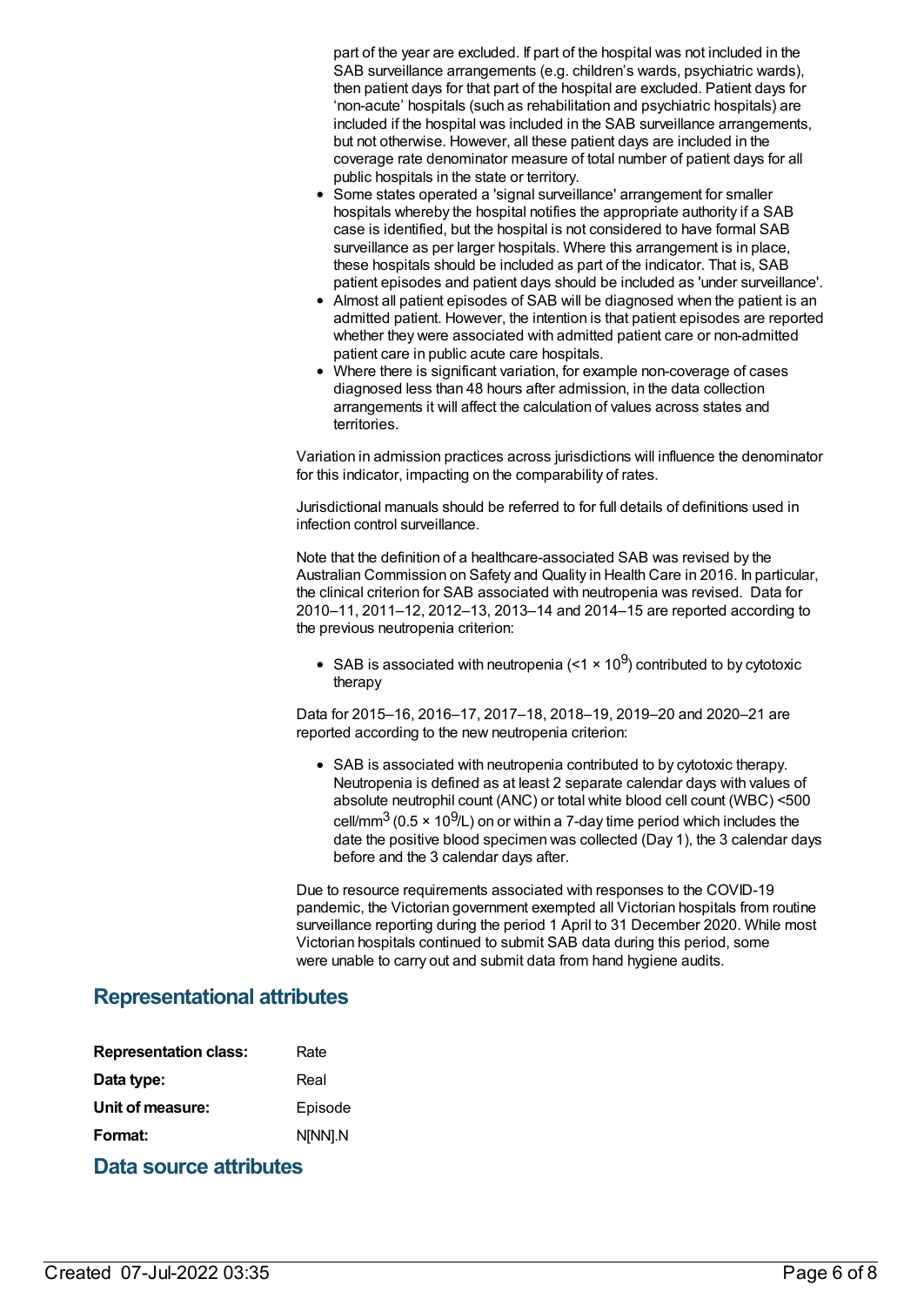part of the year are excluded. If part of the hospital was not included in the SAB surveillance arrangements (e.g. children's wards, psychiatric wards), then patient days for that part of the hospital are excluded. Patient days for 'non-acute' hospitals (such as rehabilitation and psychiatric hospitals) are included if the hospital was included in the SAB surveillance arrangements, but not otherwise. However, all these patient days are included in the coverage rate denominator measure of total number of patient days for all public hospitals in the state or territory.

- Some states operated a 'signal surveillance' arrangement for smaller hospitals whereby the hospital notifies the appropriate authority if a SAB case is identified, but the hospital is not considered to have formal SAB surveillance as per larger hospitals. Where this arrangement is in place, these hospitals should be included as part of the indicator. That is, SAB patient episodes and patient days should be included as 'under surveillance'.
- Almost all patient episodes of SAB will be diagnosed when the patient is an admitted patient. However, the intention is that patient episodes are reported whether they were associated with admitted patient care or non-admitted patient care in public acute care hospitals.
- Where there is significant variation, for example non-coverage of cases diagnosed less than 48 hours after admission, in the data collection arrangements it will affect the calculation of values across states and territories.

Variation in admission practices across jurisdictions will influence the denominator for this indicator, impacting on the comparability of rates.

Jurisdictional manuals should be referred to for full details of definitions used in infection control surveillance.

Note that the definition of a healthcare-associated SAB was revised by the Australian Commission on Safety and Quality in Health Care in 2016. In particular, the clinical criterion for SAB associated with neutropenia was revised. Data for 2010–11, 2011–12, 2012–13, 2013–14 and 2014–15 are reported according to the previous neutropenia criterion:

- SAB is associated with neutropenia ($<1 \times 10^9$) contributed to by cytotoxic therapy

Data for 2015–16, 2016–17, 2017–18, 2018–19, 2019–20 and 2020–21 are reported according to the new neutropenia criterion:

- SAB is associated with neutropenia contributed to by cytotoxic therapy. Neutropenia is defined as at least 2 separate calendar days with values of absolute neutrophil count (ANC) or total white blood cell count (WBC) <500 cell/$mm^3$ ($0.5 \times 10^9$/L) on or within a 7-day time period which includes the date the positive blood specimen was collected (Day 1), the 3 calendar days before and the 3 calendar days after.

Due to resource requirements associated with responses to the COVID-19 pandemic, the Victorian government exempted all Victorian hospitals from routine surveillance reporting during the period 1 April to 31 December 2020. While most Victorian hospitals continued to submit SAB data during this period, some were unable to carry out and submit data from hand hygiene audits.

## Representational attributes

| | |
|---|---|
| **Representation class:** | Rate |
| **Data type:** | Real |
| **Unit of measure:** | Episode |
| **Format:** | N[NN].N |

## Data source attributes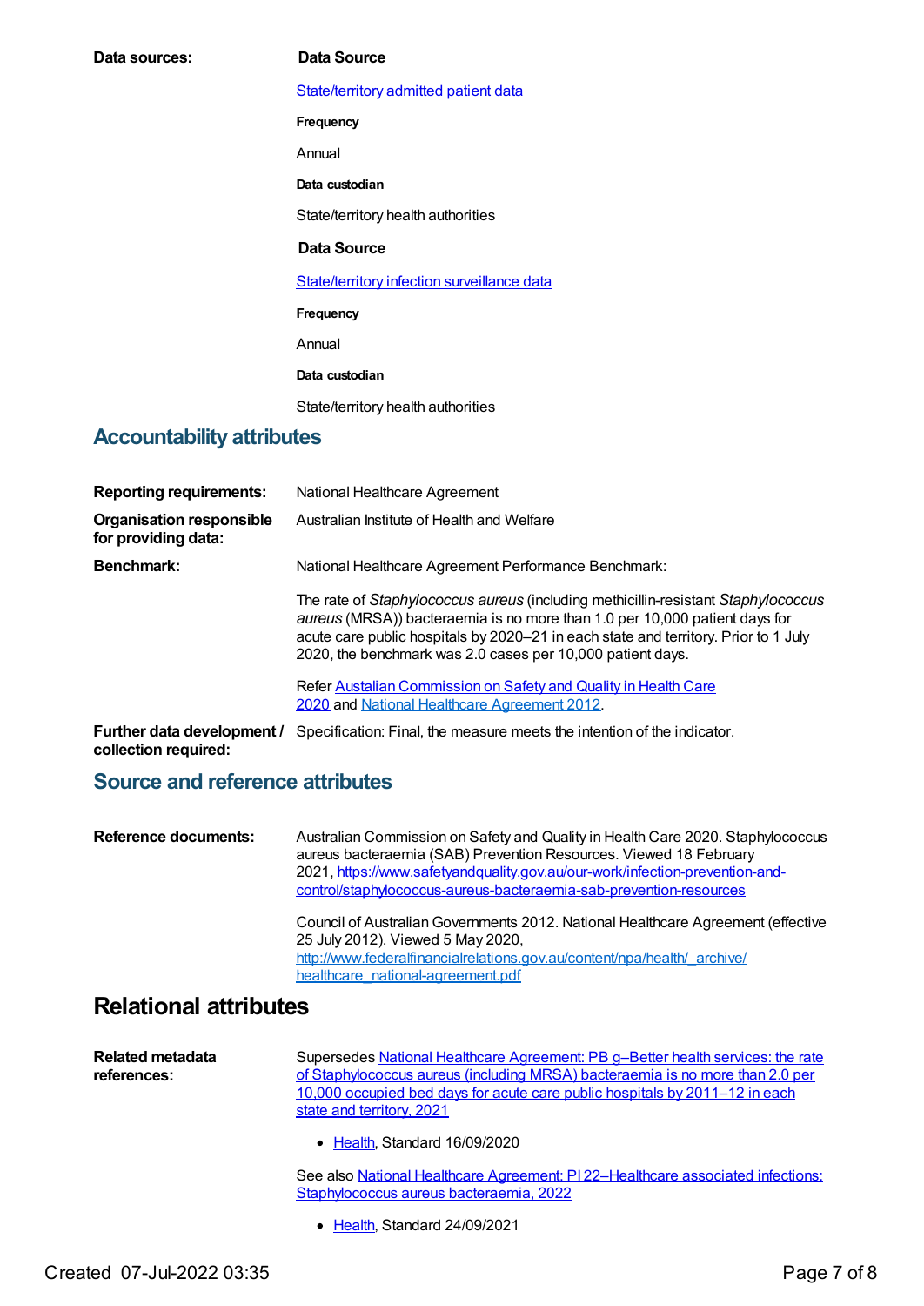**Data sources:**

**Data Source**

State/territory admitted patient data

**Frequency**

Annual

**Data custodian**

State/territory health authorities

**Data Source**

State/territory infection surveillance data

**Frequency**

Annual

**Data custodian**

State/territory health authorities

## Accountability attributes

**Reporting requirements:** National Healthcare Agreement

**Organisation responsible for providing data:** Australian Institute of Health and Welfare

**Benchmark:** National Healthcare Agreement Performance Benchmark:

The rate of *Staphylococcus aureus* (including methicillin-resistant *Staphylococcus aureus* (MRSA)) bacteraemia is no more than 1.0 per 10,000 patient days for acute care public hospitals by 2020–21 in each state and territory. Prior to 1 July 2020, the benchmark was 2.0 cases per 10,000 patient days.

Refer Austalian Commission on Safety and Quality in Health Care 2020 and National Healthcare Agreement 2012.

**Further data development / collection required:** Specification: Final, the measure meets the intention of the indicator.

## Source and reference attributes

**Reference documents:** Australian Commission on Safety and Quality in Health Care 2020. Staphylococcus aureus bacteraemia (SAB) Prevention Resources. Viewed 18 February 2021, https://www.safetyandquality.gov.au/our-work/infection-prevention-and-control/staphylococcus-aureus-bacteraemia-sab-prevention-resources

Council of Australian Governments 2012. National Healthcare Agreement (effective 25 July 2012). Viewed 5 May 2020, http://www.federalfinancialrelations.gov.au/content/npa/health/_archive/healthcare_national-agreement.pdf

# Relational attributes

**Related metadata references:**

Supersedes National Healthcare Agreement: PB g–Better health services: the rate of Staphylococcus aureus (including MRSA) bacteraemia is no more than 2.0 per 10,000 occupied bed days for acute care public hospitals by 2011–12 in each state and territory, 2021

- Health, Standard 16/09/2020

See also National Healthcare Agreement: PI 22–Healthcare associated infections: Staphylococcus aureus bacteraemia, 2022

- Health, Standard 24/09/2021